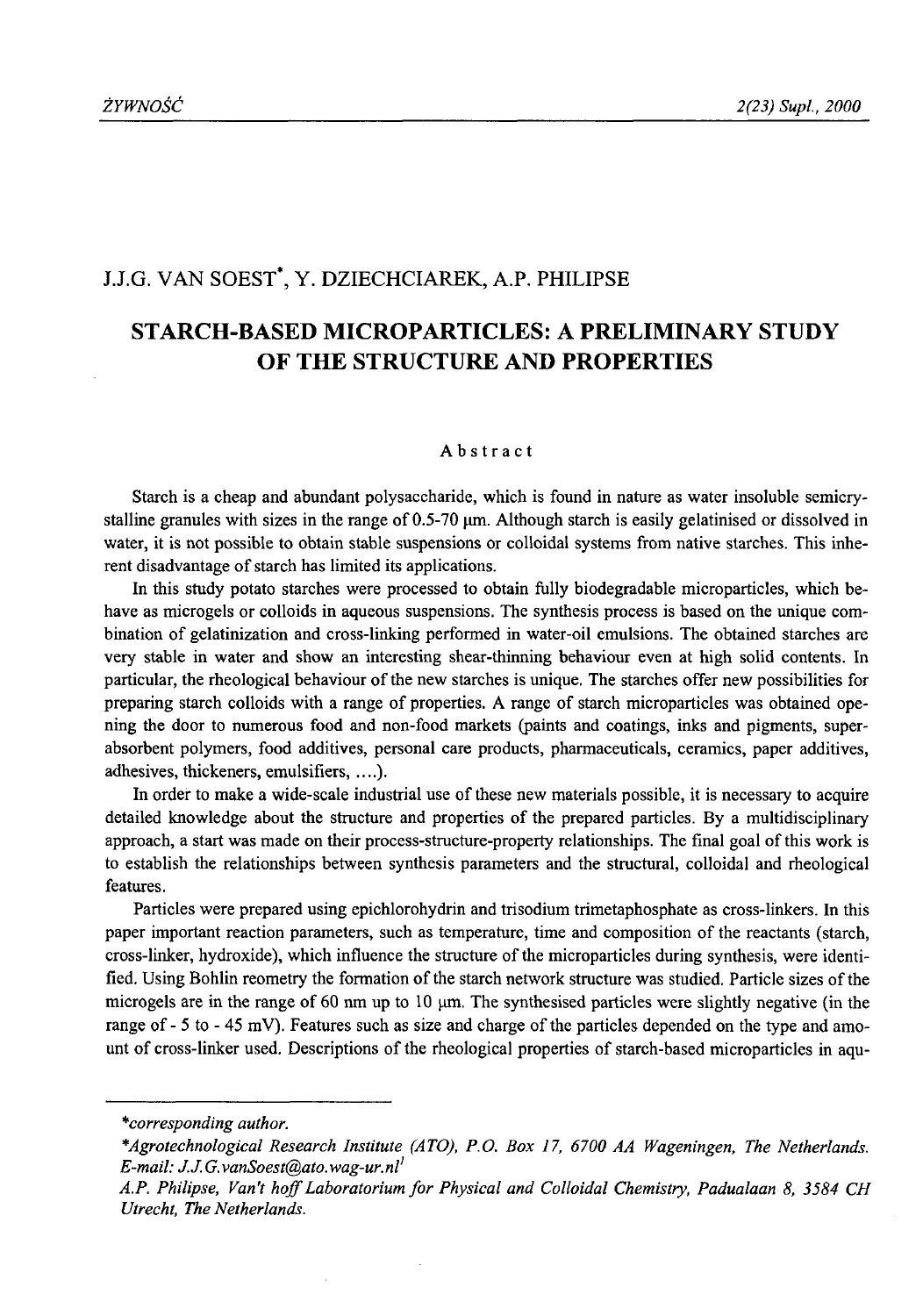J.J.G. VAN SOEST*, Y. DZIECHCIAREK, A.P. PHILIPSE

# STARCH-BASED MICROPARTICLES: A PRELIMINARY STUDY OF THE STRUCTURE AND PROPERTIES

## Abstract

Starch is a cheap and abundant polysaccharide, which is found in nature as water insoluble semicrystalline granules with sizes in the range of 0.5-70 μm. Although starch is easily gelatinised or dissolved in water, it is not possible to obtain stable suspensions or colloidal systems from native starches. This inherent disadvantage of starch has limited its applications.

In this study potato starches were processed to obtain fully biodegradable microparticles, which behave as microgels or colloids in aqueous suspensions. The synthesis process is based on the unique combination of gelatinization and cross-linking performed in water-oil emulsions. The obtained starches are very stable in water and show an interesting shear-thinning behaviour even at high solid contents. In particular, the rheological behaviour of the new starches is unique. The starches offer new possibilities for preparing starch colloids with a range of properties. A range of starch microparticles was obtained opening the door to numerous food and non-food markets (paints and coatings, inks and pigments, superabsorbent polymers, food additives, personal care products, pharmaceuticals, ceramics, paper additives, adhesives, thickeners, emulsifiers, ....).

In order to make a wide-scale industrial use of these new materials possible, it is necessary to acquire detailed knowledge about the structure and properties of the prepared particles. By a multidisciplinary approach, a start was made on their process-structure-property relationships. The final goal of this work is to establish the relationships between synthesis parameters and the structural, colloidal and rheological features.

Particles were prepared using epichlorohydrin and trisodium trimetaphosphate as cross-linkers. In this paper important reaction parameters, such as temperature, time and composition of the reactants (starch, cross-linker, hydroxide), which influence the structure of the microparticles during synthesis, were identified. Using Bohlin reometry the formation of the starch network structure was studied. Particle sizes of the microgels are in the range of 60 nm up to 10 μm. The synthesised particles were slightly negative (in the range of - 5 to - 45 mV). Features such as size and charge of the particles depended on the type and amount of cross-linker used. Descriptions of the rheological properties of starch-based microparticles in aqu-

---

*corresponding author.

*Agrotechnological Research Institute (ATO), P.O. Box 17, 6700 AA Wageningen, The Netherlands. E-mail: J.J.G.vanSoest@ato.wag-ur.nl[1]*

*A.P. Philipse, Van't hoff Laboratorium for Physical and Colloidal Chemistry, Padualaan 8, 3584 CH Utrecht, The Netherlands.*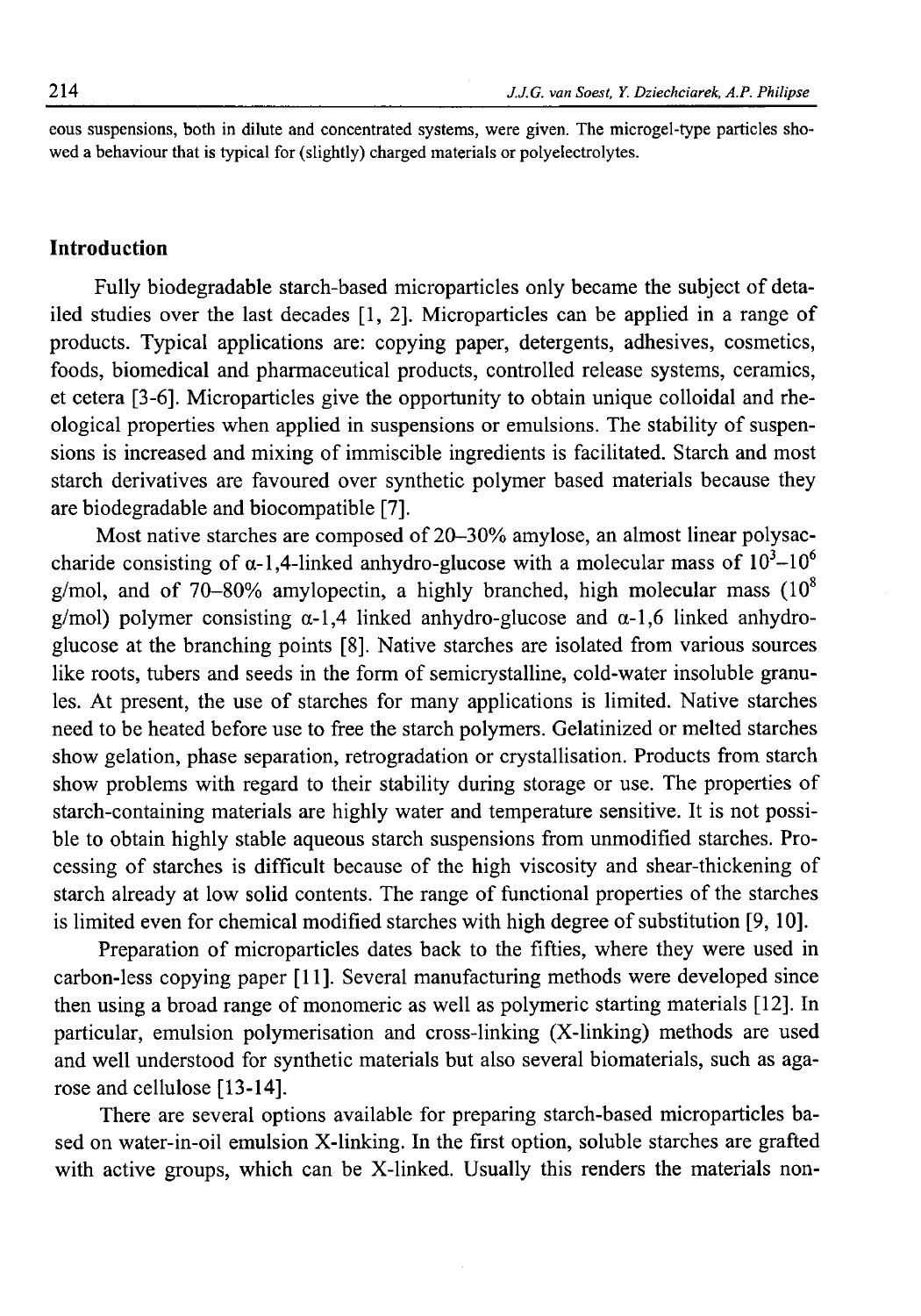eous suspensions, both in dilute and concentrated systems, were given. The microgel-type particles showed a behaviour that is typical for (slightly) charged materials or polyelectrolytes.

## Introduction

Fully biodegradable starch-based microparticles only became the subject of detailed studies over the last decades [1, 2]. Microparticles can be applied in a range of products. Typical applications are: copying paper, detergents, adhesives, cosmetics, foods, biomedical and pharmaceutical products, controlled release systems, ceramics, et cetera [3-6]. Microparticles give the opportunity to obtain unique colloidal and rheological properties when applied in suspensions or emulsions. The stability of suspensions is increased and mixing of immiscible ingredients is facilitated. Starch and most starch derivatives are favoured over synthetic polymer based materials because they are biodegradable and biocompatible [7].

Most native starches are composed of 20–30% amylose, an almost linear polysaccharide consisting of α-1,4-linked anhydro-glucose with a molecular mass of $10^3$–$10^6$ g/mol, and of 70–80% amylopectin, a highly branched, high molecular mass ($10^8$ g/mol) polymer consisting α-1,4 linked anhydro-glucose and α-1,6 linked anhydro-glucose at the branching points [8]. Native starches are isolated from various sources like roots, tubers and seeds in the form of semicrystalline, cold-water insoluble granules. At present, the use of starches for many applications is limited. Native starches need to be heated before use to free the starch polymers. Gelatinized or melted starches show gelation, phase separation, retrogradation or crystallisation. Products from starch show problems with regard to their stability during storage or use. The properties of starch-containing materials are highly water and temperature sensitive. It is not possible to obtain highly stable aqueous starch suspensions from unmodified starches. Processing of starches is difficult because of the high viscosity and shear-thickening of starch already at low solid contents. The range of functional properties of the starches is limited even for chemical modified starches with high degree of substitution [9, 10].

Preparation of microparticles dates back to the fifties, where they were used in carbon-less copying paper [11]. Several manufacturing methods were developed since then using a broad range of monomeric as well as polymeric starting materials [12]. In particular, emulsion polymerisation and cross-linking (X-linking) methods are used and well understood for synthetic materials but also several biomaterials, such as agarose and cellulose [13-14].

There are several options available for preparing starch-based microparticles based on water-in-oil emulsion X-linking. In the first option, soluble starches are grafted with active groups, which can be X-linked. Usually this renders the materials non-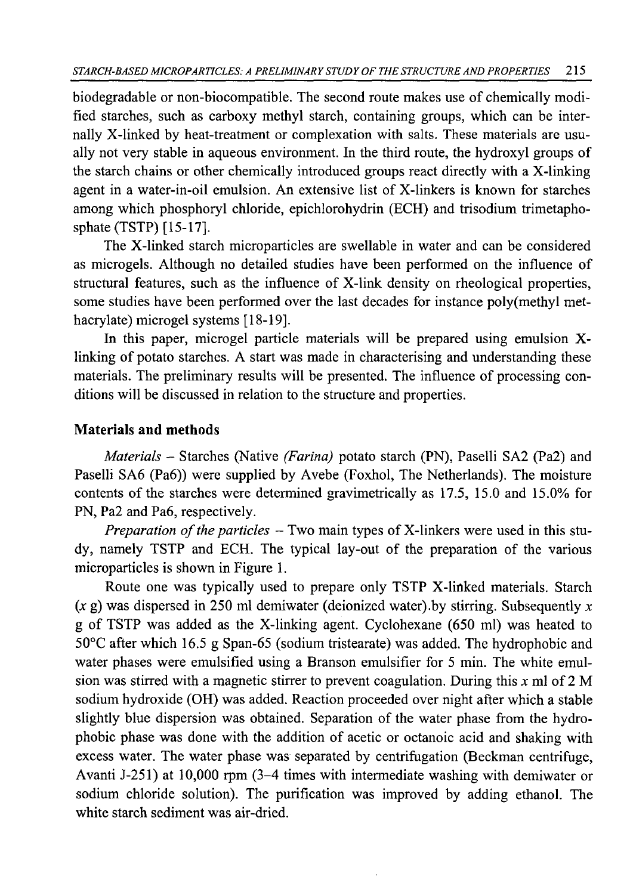biodegradable or non-biocompatible. The second route makes use of chemically modified starches, such as carboxy methyl starch, containing groups, which can be internally X-linked by heat-treatment or complexation with salts. These materials are usually not very stable in aqueous environment. In the third route, the hydroxyl groups of the starch chains or other chemically introduced groups react directly with a X-linking agent in a water-in-oil emulsion. An extensive list of X-linkers is known for starches among which phosphoryl chloride, epichlorohydrin (ECH) and trisodium trimetaphosphate (TSTP) [15-17].

The X-linked starch microparticles are swellable in water and can be considered as microgels. Although no detailed studies have been performed on the influence of structural features, such as the influence of X-link density on rheological properties, some studies have been performed over the last decades for instance poly(methyl methacrylate) microgel systems [18-19].

In this paper, microgel particle materials will be prepared using emulsion X-linking of potato starches. A start was made in characterising and understanding these materials. The preliminary results will be presented. The influence of processing conditions will be discussed in relation to the structure and properties.

## Materials and methods

*Materials* – Starches (Native *(Farina)* potato starch (PN), Paselli SA2 (Pa2) and Paselli SA6 (Pa6)) were supplied by Avebe (Foxhol, The Netherlands). The moisture contents of the starches were determined gravimetrically as 17.5, 15.0 and 15.0% for PN, Pa2 and Pa6, respectively.

*Preparation of the particles* – Two main types of X-linkers were used in this study, namely TSTP and ECH. The typical lay-out of the preparation of the various microparticles is shown in Figure 1.

Route one was typically used to prepare only TSTP X-linked materials. Starch ($x$ g) was dispersed in 250 ml demiwater (deionized water).by stirring. Subsequently $x$ g of TSTP was added as the X-linking agent. Cyclohexane (650 ml) was heated to 50°C after which 16.5 g Span-65 (sodium tristearate) was added. The hydrophobic and water phases were emulsified using a Branson emulsifier for 5 min. The white emulsion was stirred with a magnetic stirrer to prevent coagulation. During this $x$ ml of 2 M sodium hydroxide (OH) was added. Reaction proceeded over night after which a stable slightly blue dispersion was obtained. Separation of the water phase from the hydrophobic phase was done with the addition of acetic or octanoic acid and shaking with excess water. The water phase was separated by centrifugation (Beckman centrifuge, Avanti J-251) at 10,000 rpm (3–4 times with intermediate washing with demiwater or sodium chloride solution). The purification was improved by adding ethanol. The white starch sediment was air-dried.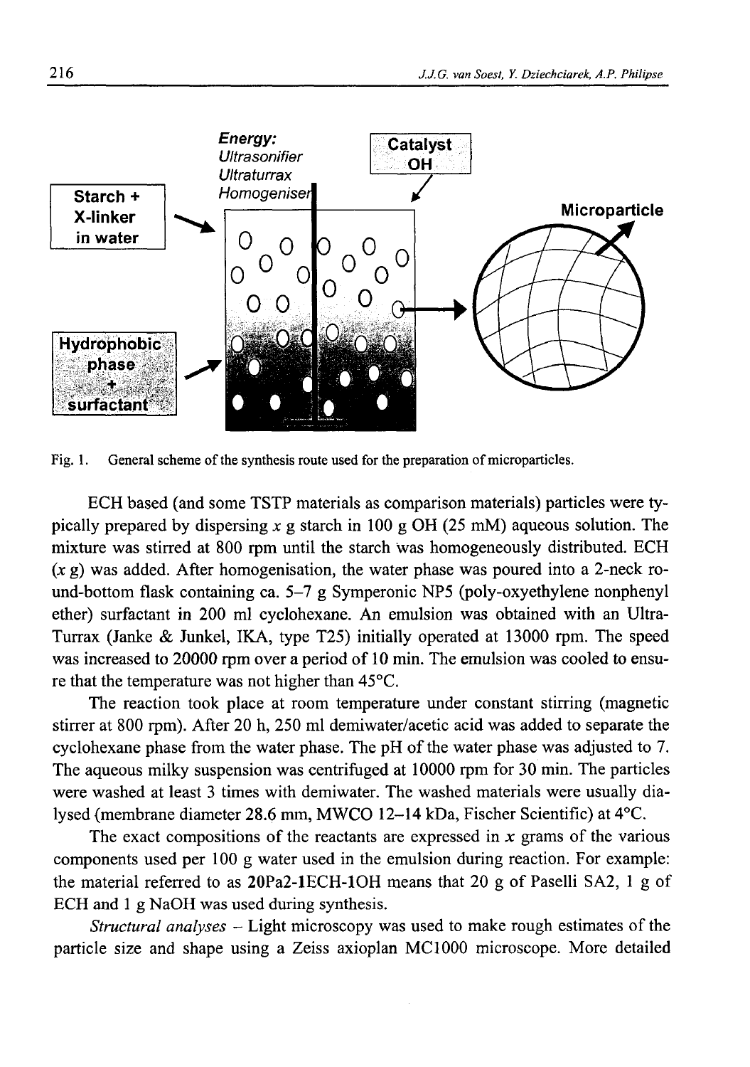Fig. 1. General scheme of the synthesis route used for the preparation of microparticles.

ECH based (and some TSTP materials as comparison materials) particles were typically prepared by dispersing $x$ g starch in 100 g OH (25 mM) aqueous solution. The mixture was stirred at 800 rpm until the starch was homogeneously distributed. ECH ($x$ g) was added. After homogenisation, the water phase was poured into a 2-neck round-bottom flask containing ca. 5–7 g Symperonic NP5 (poly-oxyethylene nonphenyl ether) surfactant in 200 ml cyclohexane. An emulsion was obtained with an Ultra-Turrax (Janke & Junkel, IKA, type T25) initially operated at 13000 rpm. The speed was increased to 20000 rpm over a period of 10 min. The emulsion was cooled to ensure that the temperature was not higher than 45°C.

The reaction took place at room temperature under constant stirring (magnetic stirrer at 800 rpm). After 20 h, 250 ml demiwater/acetic acid was added to separate the cyclohexane phase from the water phase. The pH of the water phase was adjusted to 7. The aqueous milky suspension was centrifuged at 10000 rpm for 30 min. The particles were washed at least 3 times with demiwater. The washed materials were usually dialysed (membrane diameter 28.6 mm, MWCO 12–14 kDa, Fischer Scientific) at 4°C.

The exact compositions of the reactants are expressed in $x$ grams of the various components used per 100 g water used in the emulsion during reaction. For example: the material referred to as **20Pa2-1ECH-1OH** means that 20 g of Paselli SA2, 1 g of ECH and 1 g NaOH was used during synthesis.

*Structural analyses* – Light microscopy was used to make rough estimates of the particle size and shape using a Zeiss axioplan MC1000 microscope. More detailed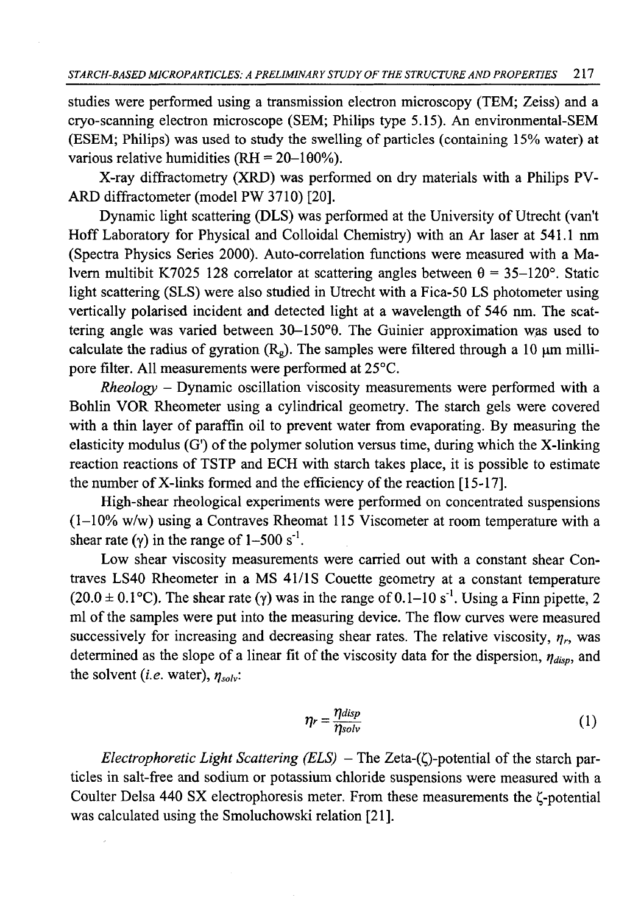studies were performed using a transmission electron microscopy (TEM; Zeiss) and a cryo-scanning electron microscope (SEM; Philips type 5.15). An environmental-SEM (ESEM; Philips) was used to study the swelling of particles (containing 15% water) at various relative humidities (RH = 20–100%).

X-ray diffractometry (XRD) was performed on dry materials with a Philips PV-ARD diffractometer (model PW 3710) [20].

Dynamic light scattering (DLS) was performed at the University of Utrecht (van't Hoff Laboratory for Physical and Colloidal Chemistry) with an Ar laser at 541.1 nm (Spectra Physics Series 2000). Auto-correlation functions were measured with a Malvern multibit K7025 128 correlator at scattering angles between θ = 35–120°. Static light scattering (SLS) were also studied in Utrecht with a Fica-50 LS photometer using vertically polarised incident and detected light at a wavelength of 546 nm. The scattering angle was varied between 30–150°θ. The Guinier approximation was used to calculate the radius of gyration ($R_g$). The samples were filtered through a 10 μm millipore filter. All measurements were performed at 25°C.

*Rheology* – Dynamic oscillation viscosity measurements were performed with a Bohlin VOR Rheometer using a cylindrical geometry. The starch gels were covered with a thin layer of paraffin oil to prevent water from evaporating. By measuring the elasticity modulus (G') of the polymer solution versus time, during which the X-linking reaction reactions of TSTP and ECH with starch takes place, it is possible to estimate the number of X-links formed and the efficiency of the reaction [15-17].

High-shear rheological experiments were performed on concentrated suspensions (1–10% w/w) using a Contraves Rheomat 115 Viscometer at room temperature with a shear rate (γ) in the range of 1–500 $s^{-1}$.

Low shear viscosity measurements were carried out with a constant shear Contraves LS40 Rheometer in a MS 41/1S Couette geometry at a constant temperature (20.0 ± 0.1°C). The shear rate (γ) was in the range of 0.1–10 $s^{-1}$. Using a Finn pipette, 2 ml of the samples were put into the measuring device. The flow curves were measured successively for increasing and decreasing shear rates. The relative viscosity, $\eta_r$, was determined as the slope of a linear fit of the viscosity data for the dispersion, $\eta_{disp}$, and the solvent (*i.e.* water), $\eta_{solv}$:

$$\eta_r = \frac{\eta_{disp}}{\eta_{solv}} \tag{1}$$

*Electrophoretic Light Scattering (ELS)* – The Zeta-(ζ)-potential of the starch particles in salt-free and sodium or potassium chloride suspensions were measured with a Coulter Delsa 440 SX electrophoresis meter. From these measurements the ζ-potential was calculated using the Smoluchowski relation [21].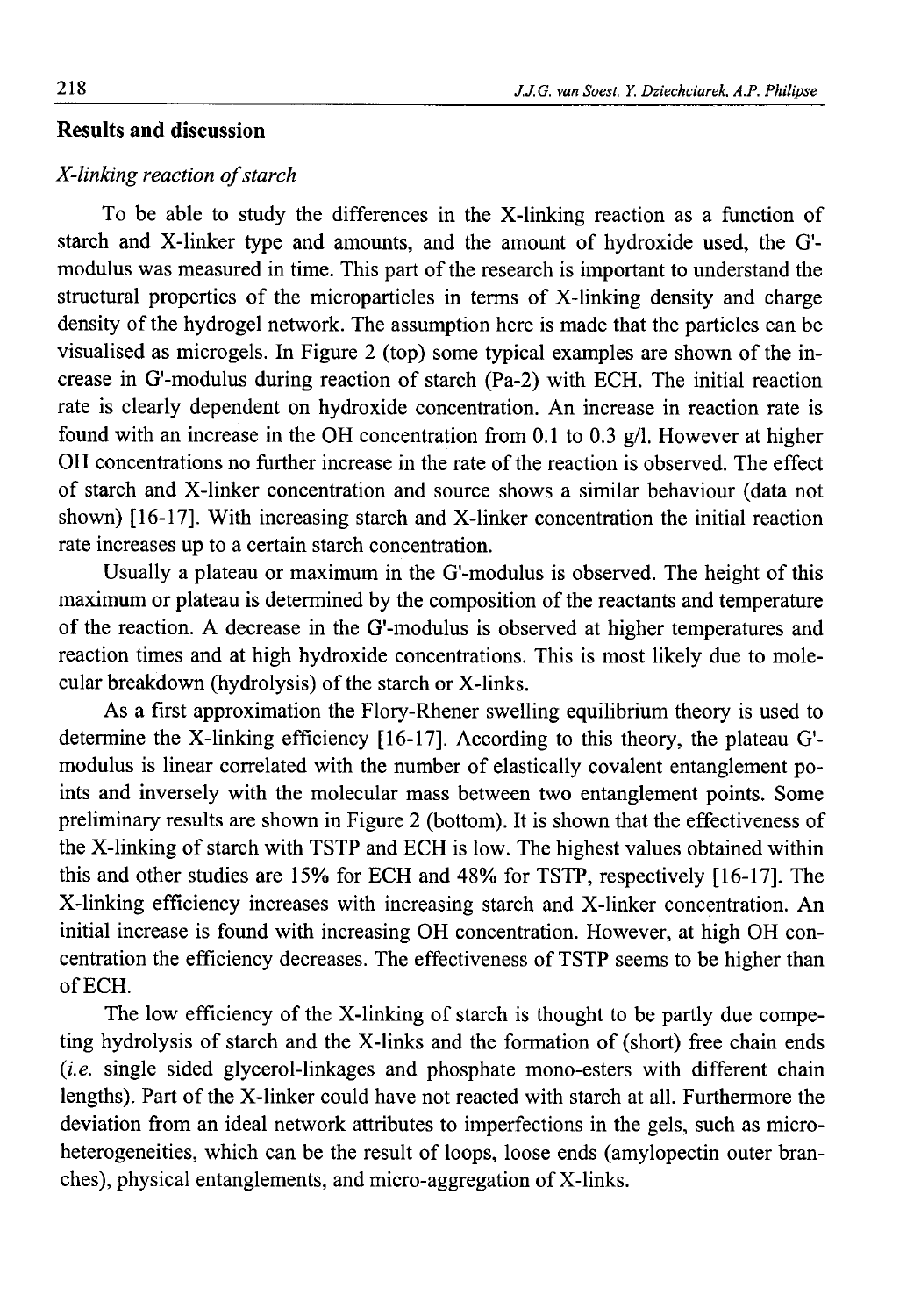## Results and discussion

### *X-linking reaction of starch*

To be able to study the differences in the X-linking reaction as a function of starch and X-linker type and amounts, and the amount of hydroxide used, the G'-modulus was measured in time. This part of the research is important to understand the structural properties of the microparticles in terms of X-linking density and charge density of the hydrogel network. The assumption here is made that the particles can be visualised as microgels. In Figure 2 (top) some typical examples are shown of the increase in G'-modulus during reaction of starch (Pa-2) with ECH. The initial reaction rate is clearly dependent on hydroxide concentration. An increase in reaction rate is found with an increase in the OH concentration from 0.1 to 0.3 g/l. However at higher OH concentrations no further increase in the rate of the reaction is observed. The effect of starch and X-linker concentration and source shows a similar behaviour (data not shown) [16-17]. With increasing starch and X-linker concentration the initial reaction rate increases up to a certain starch concentration.

Usually a plateau or maximum in the G'-modulus is observed. The height of this maximum or plateau is determined by the composition of the reactants and temperature of the reaction. A decrease in the G'-modulus is observed at higher temperatures and reaction times and at high hydroxide concentrations. This is most likely due to molecular breakdown (hydrolysis) of the starch or X-links.

As a first approximation the Flory-Rhener swelling equilibrium theory is used to determine the X-linking efficiency [16-17]. According to this theory, the plateau G'-modulus is linear correlated with the number of elastically covalent entanglement points and inversely with the molecular mass between two entanglement points. Some preliminary results are shown in Figure 2 (bottom). It is shown that the effectiveness of the X-linking of starch with TSTP and ECH is low. The highest values obtained within this and other studies are 15% for ECH and 48% for TSTP, respectively [16-17]. The X-linking efficiency increases with increasing starch and X-linker concentration. An initial increase is found with increasing OH concentration. However, at high OH concentration the efficiency decreases. The effectiveness of TSTP seems to be higher than of ECH.

The low efficiency of the X-linking of starch is thought to be partly due competing hydrolysis of starch and the X-links and the formation of (short) free chain ends (*i.e.* single sided glycerol-linkages and phosphate mono-esters with different chain lengths). Part of the X-linker could have not reacted with starch at all. Furthermore the deviation from an ideal network attributes to imperfections in the gels, such as micro-heterogeneities, which can be the result of loops, loose ends (amylopectin outer branches), physical entanglements, and micro-aggregation of X-links.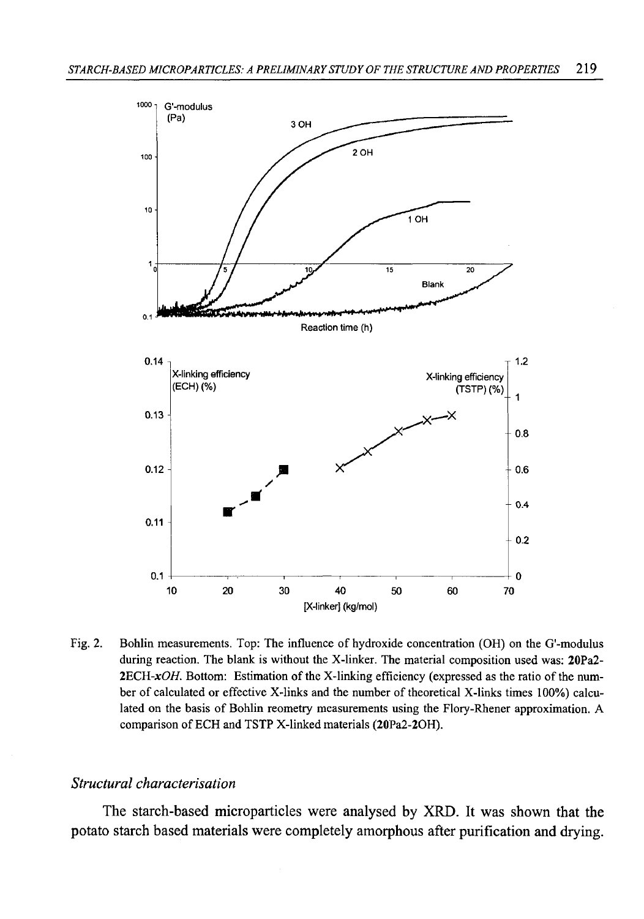Fig. 2. Bohlin measurements. Top: The influence of hydroxide concentration (OH) on the G'-modulus during reaction. The blank is without the X-linker. The material composition used was: **20Pa2-2ECH-*xOH***. Bottom: Estimation of the X-linking efficiency (expressed as the ratio of the number of calculated or effective X-links and the number of theoretical X-links times 100%) calculated on the basis of Bohlin reometry measurements using the Flory-Rhener approximation. A comparison of ECH and TSTP X-linked materials (**20Pa2-2OH**).

### *Structural characterisation*

The starch-based microparticles were analysed by XRD. It was shown that the potato starch based materials were completely amorphous after purification and drying.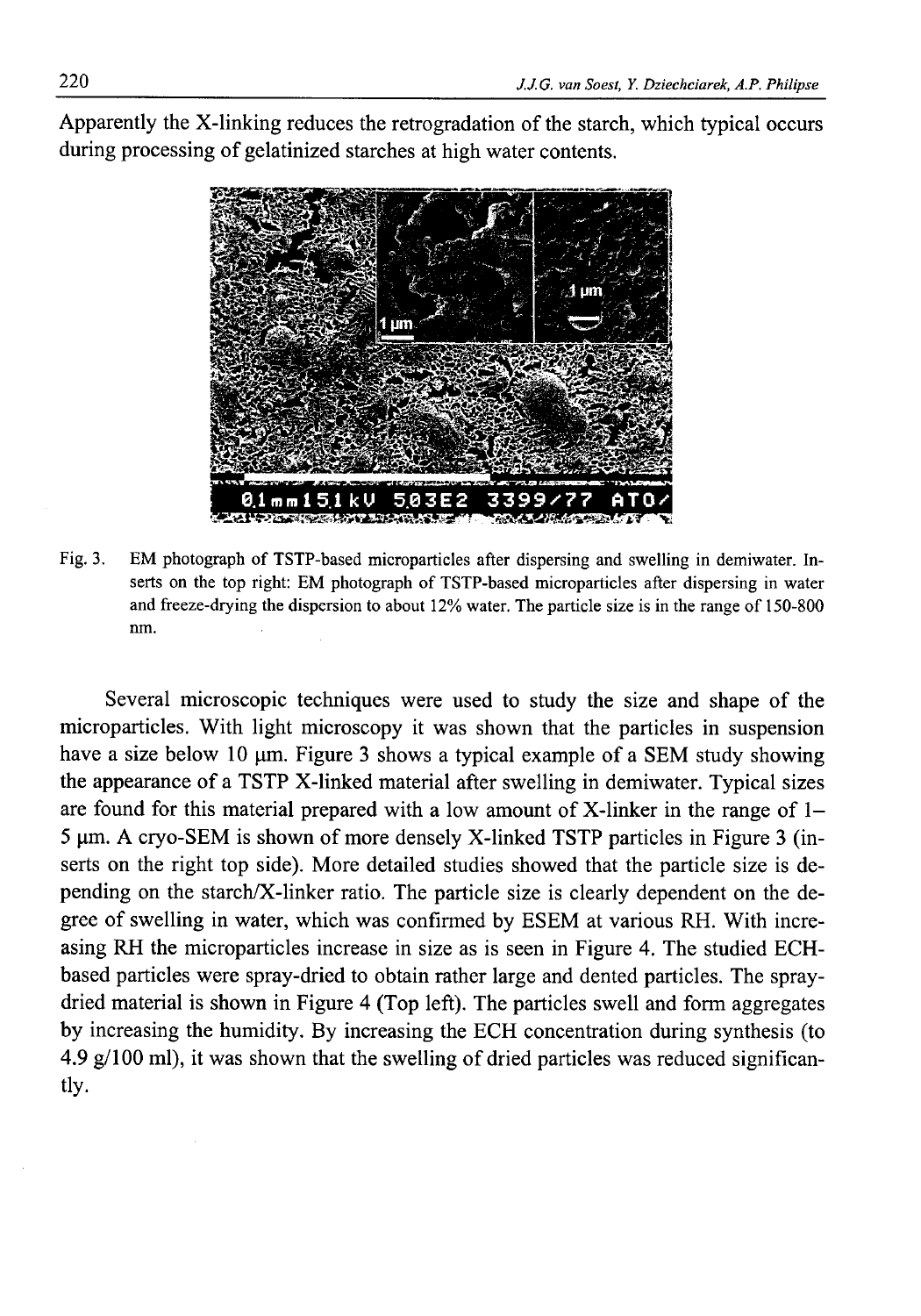Apparently the X-linking reduces the retrogradation of the starch, which typical occurs during processing of gelatinized starches at high water contents.

Fig. 3. EM photograph of TSTP-based microparticles after dispersing and swelling in demiwater. Inserts on the top right: EM photograph of TSTP-based microparticles after dispersing in water and freeze-drying the dispersion to about 12% water. The particle size is in the range of 150-800 nm.

Several microscopic techniques were used to study the size and shape of the microparticles. With light microscopy it was shown that the particles in suspension have a size below 10 μm. Figure 3 shows a typical example of a SEM study showing the appearance of a TSTP X-linked material after swelling in demiwater. Typical sizes are found for this material prepared with a low amount of X-linker in the range of 1–5 μm. A cryo-SEM is shown of more densely X-linked TSTP particles in Figure 3 (inserts on the right top side). More detailed studies showed that the particle size is depending on the starch/X-linker ratio. The particle size is clearly dependent on the degree of swelling in water, which was confirmed by ESEM at various RH. With increasing RH the microparticles increase in size as is seen in Figure 4. The studied ECH-based particles were spray-dried to obtain rather large and dented particles. The spray-dried material is shown in Figure 4 (Top left). The particles swell and form aggregates by increasing the humidity. By increasing the ECH concentration during synthesis (to 4.9 g/100 ml), it was shown that the swelling of dried particles was reduced significantly.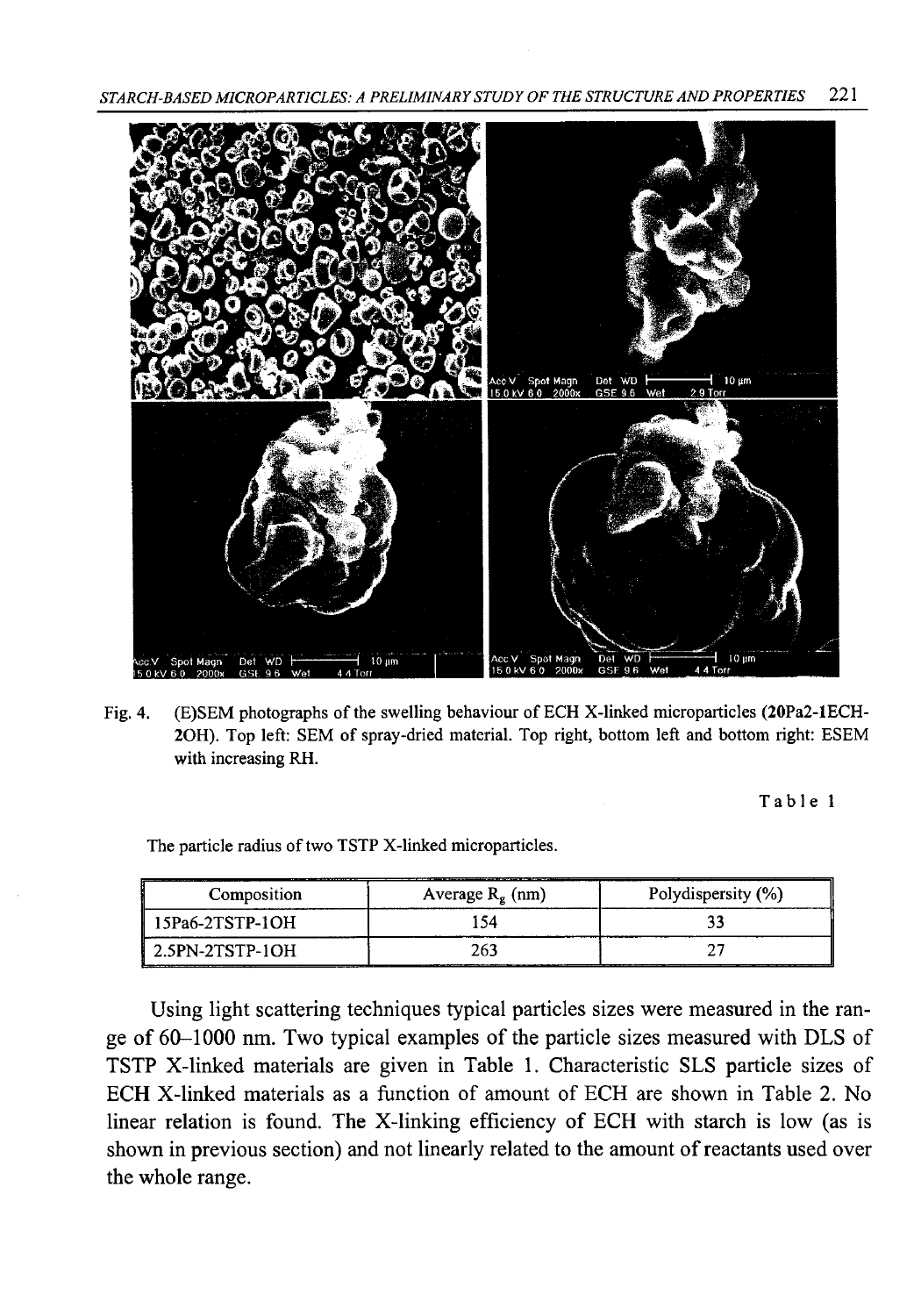Fig. 4. (E)SEM photographs of the swelling behaviour of ECH X-linked microparticles (**20Pa2-1ECH-2OH**). Top left: SEM of spray-dried material. Top right, bottom left and bottom right: ESEM with increasing RH.

Table 1

The particle radius of two TSTP X-linked microparticles.

| Composition | Average $R_g$ (nm) | Polydispersity (%) |
|---|---|---|
| 15Pa6-2TSTP-1OH | 154 | 33 |
| 2.5PN-2TSTP-1OH | 263 | 27 |

Using light scattering techniques typical particles sizes were measured in the range of 60–1000 nm. Two typical examples of the particle sizes measured with DLS of TSTP X-linked materials are given in Table 1. Characteristic SLS particle sizes of ECH X-linked materials as a function of amount of ECH are shown in Table 2. No linear relation is found. The X-linking efficiency of ECH with starch is low (as is shown in previous section) and not linearly related to the amount of reactants used over the whole range.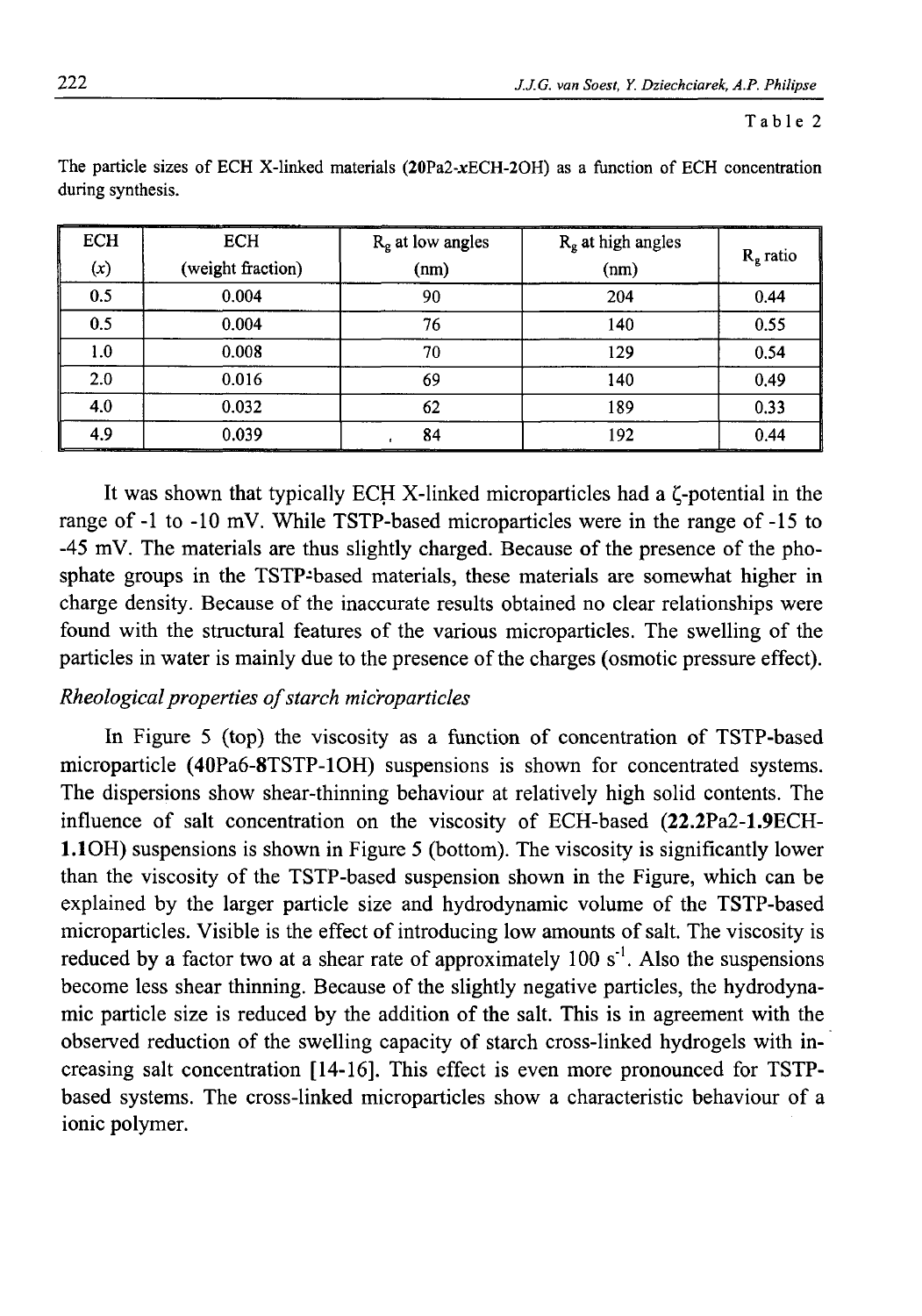Table 2

The particle sizes of ECH X-linked materials (**20**Pa2-*x*ECH-**2**OH) as a function of ECH concentration during synthesis.

| ECH ($x$) | ECH (weight fraction) | $R_g$ at low angles (nm) | $R_g$ at high angles (nm) | $R_g$ ratio |
|---|---|---|---|---|
| 0.5 | 0.004 | 90 | 204 | 0.44 |
| 0.5 | 0.004 | 76 | 140 | 0.55 |
| 1.0 | 0.008 | 70 | 129 | 0.54 |
| 2.0 | 0.016 | 69 | 140 | 0.49 |
| 4.0 | 0.032 | 62 | 189 | 0.33 |
| 4.9 | 0.039 | 84 | 192 | 0.44 |

It was shown that typically ECH X-linked microparticles had a ζ-potential in the range of -1 to -10 mV. While TSTP-based microparticles were in the range of -15 to -45 mV. The materials are thus slightly charged. Because of the presence of the phosphate groups in the TSTP-based materials, these materials are somewhat higher in charge density. Because of the inaccurate results obtained no clear relationships were found with the structural features of the various microparticles. The swelling of the particles in water is mainly due to the presence of the charges (osmotic pressure effect).

*Rheological properties of starch microparticles*

In Figure 5 (top) the viscosity as a function of concentration of TSTP-based microparticle (**40**Pa6-**8**TSTP-**1**OH) suspensions is shown for concentrated systems. The dispersions show shear-thinning behaviour at relatively high solid contents. The influence of salt concentration on the viscosity of ECH-based (**22.2**Pa2-**1.9**ECH-**1.1**OH) suspensions is shown in Figure 5 (bottom). The viscosity is significantly lower than the viscosity of the TSTP-based suspension shown in the Figure, which can be explained by the larger particle size and hydrodynamic volume of the TSTP-based microparticles. Visible is the effect of introducing low amounts of salt. The viscosity is reduced by a factor two at a shear rate of approximately 100 $s^{-1}$. Also the suspensions become less shear thinning. Because of the slightly negative particles, the hydrodynamic particle size is reduced by the addition of the salt. This is in agreement with the observed reduction of the swelling capacity of starch cross-linked hydrogels with increasing salt concentration [14-16]. This effect is even more pronounced for TSTP-based systems. The cross-linked microparticles show a characteristic behaviour of a ionic polymer.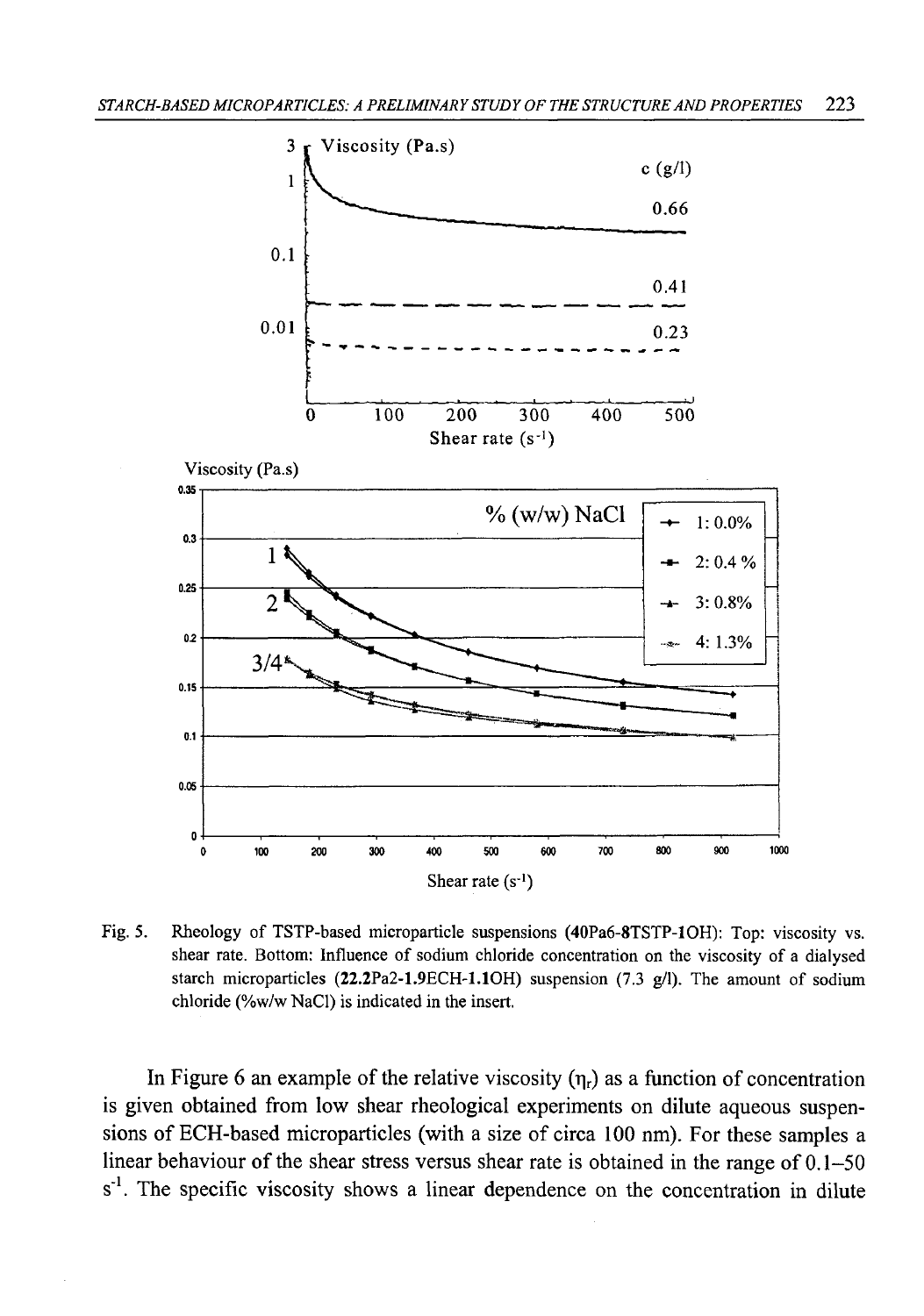Fig. 5. Rheology of TSTP-based microparticle suspensions (**40Pa6-8TSTP-1OH**): Top: viscosity vs. shear rate. Bottom: Influence of sodium chloride concentration on the viscosity of a dialysed starch microparticles (**22.2Pa2-1.9ECH-1.1OH**) suspension (7.3 g/l). The amount of sodium chloride (%w/w NaCl) is indicated in the insert.

In Figure 6 an example of the relative viscosity ($\eta_r$) as a function of concentration is given obtained from low shear rheological experiments on dilute aqueous suspensions of ECH-based microparticles (with a size of circa 100 nm). For these samples a linear behaviour of the shear stress versus shear rate is obtained in the range of 0.1–50 $s^{-1}$. The specific viscosity shows a linear dependence on the concentration in dilute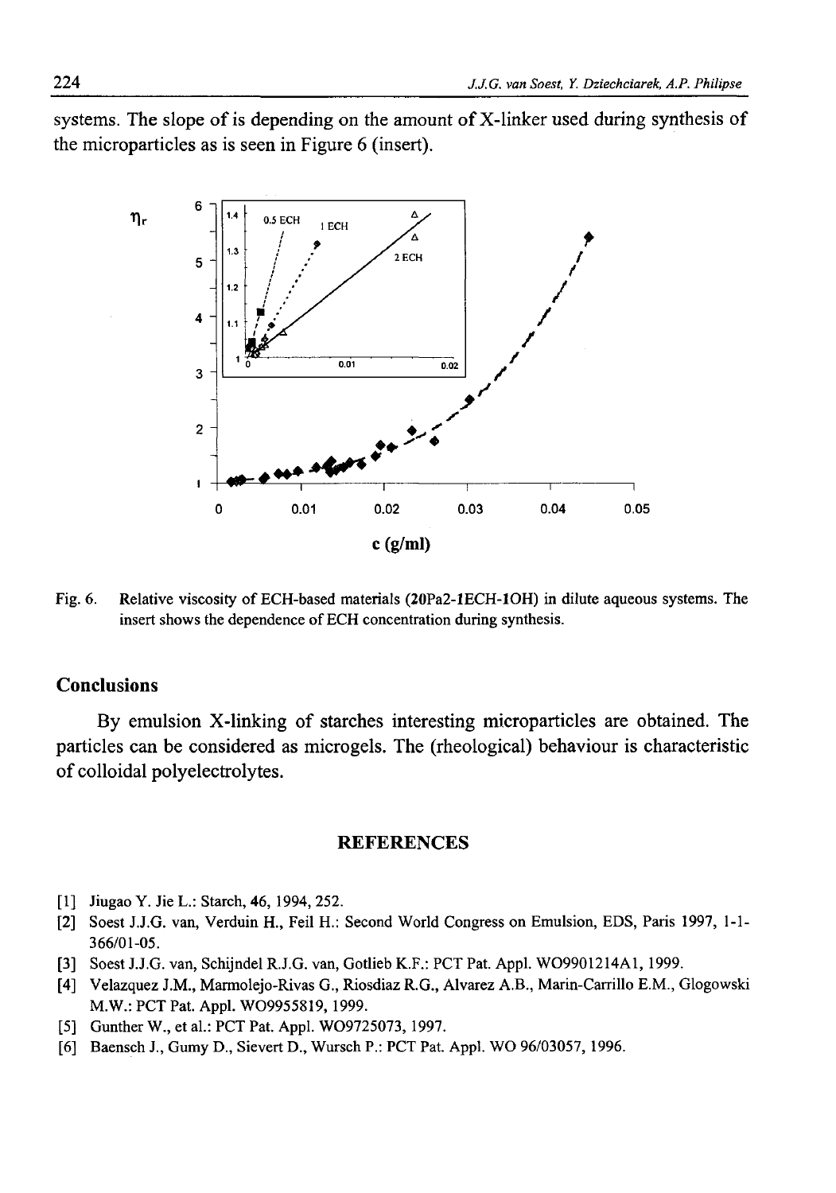systems. The slope of is depending on the amount of X-linker used during synthesis of the microparticles as is seen in Figure 6 (insert).

Fig. 6. Relative viscosity of ECH-based materials (20Pa2-1ECH-1OH) in dilute aqueous systems. The insert shows the dependence of ECH concentration during synthesis.

## Conclusions

By emulsion X-linking of starches interesting microparticles are obtained. The particles can be considered as microgels. The (rheological) behaviour is characteristic of colloidal polyelectrolytes.

## REFERENCES

[1] Jiugao Y. Jie L.: Starch, **46**, 1994, 252.

[2] Soest J.J.G. van, Verduin H., Feil H.: Second World Congress on Emulsion, EDS, Paris 1997, 1-1-366/01-05.

[3] Soest J.J.G. van, Schijndel R.J.G. van, Gotlieb K.F.: PCT Pat. Appl. WO9901214A1, 1999.

[4] Velazquez J.M., Marmolejo-Rivas G., Riosdiaz R.G., Alvarez A.B., Marin-Carrillo E.M., Glogowski M.W.: PCT Pat. Appl. WO9955819, 1999.

[5] Gunther W., et al.: PCT Pat. Appl. WO9725073, 1997.

[6] Baensch J., Gumy D., Sievert D., Wursch P.: PCT Pat. Appl. WO 96/03057, 1996.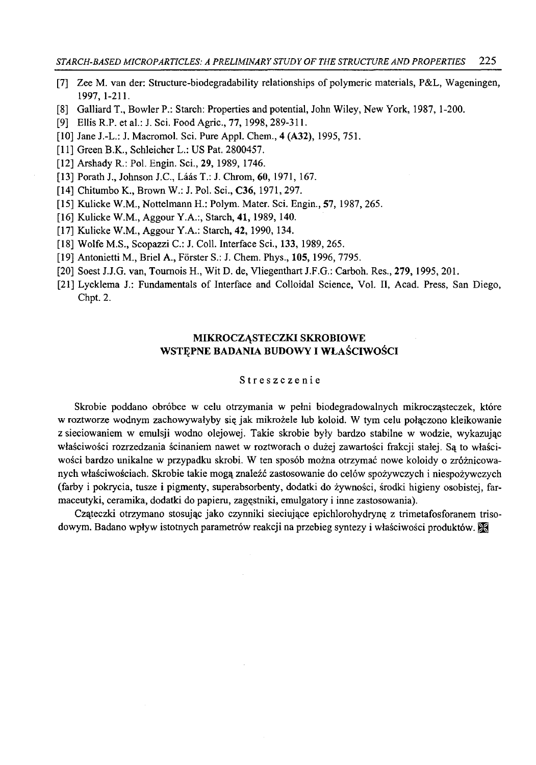[7] Zee M. van der: Structure-biodegradability relationships of polymeric materials, P&L, Wageningen, 1997, 1-211.

[8] Galliard T., Bowler P.: Starch: Properties and potential, John Wiley, New York, 1987, 1-200.

[9] Ellis R.P. et al.: J. Sci. Food Agric., **77**, 1998, 289-311.

[10] Jane J.-L.: J. Macromol. Sci. Pure Appl. Chem., **4 (A32)**, 1995, 751.

[11] Green B.K., Schleicher L.: US Pat. 2800457.

[12] Arshady R.: Pol. Engin. Sci., **29**, 1989, 1746.

[13] Porath J., Johnson J.C., Láås T.: J. Chrom, **60**, 1971, 167.

[14] Chitumbo K., Brown W.: J. Pol. Sci., **C36**, 1971, 297.

[15] Kulicke W.M., Nottelmann H.: Polym. Mater. Sci. Engin., **57**, 1987, 265.

[16] Kulicke W.M., Aggour Y.A.:, Starch, **41**, 1989, 140.

[17] Kulicke W.M., Aggour Y.A.: Starch, **42**, 1990, 134.

[18] Wolfe M.S., Scopazzi C.: J. Coll. Interface Sci., **133**, 1989, 265.

[19] Antonietti M., Briel A., Förster S.: J. Chem. Phys., **105**, 1996, 7795.

[20] Soest J.J.G. van, Tournois H., Wit D. de, Vliegenthart J.F.G.: Carboh. Res., **279**, 1995, 201.

[21] Lycklema J.: Fundamentals of Interface and Colloidal Science, Vol. II, Acad. Press, San Diego, Chpt. 2.

## MIKROCZĄSTECZKI SKROBIOWE WSTĘPNE BADANIA BUDOWY I WŁAŚCIWOŚCI

### Streszczenie

Skrobie poddano obróbce w celu otrzymania w pełni biodegradowalnych mikrocząsteczek, które w roztworze wodnym zachowywałyby się jak mikrożele lub koloid. W tym celu połączono kleikowanie z sieciowaniem w emulsji wodno olejowej. Takie skrobie były bardzo stabilne w wodzie, wykazując właściwości rozrzedzania ścinaniem nawet w roztworach o dużej zawartości frakcji stałej. Są to właściwości bardzo unikalne w przypadku skrobi. W ten sposób można otrzymać nowe koloidy o zróżnicowanych właściwościach. Skrobie takie mogą znaleźć zastosowanie do celów spożywczych i niespożywczych (farby i pokrycia, tusze i pigmenty, superabsorbenty, dodatki do żywności, środki higieny osobistej, farmaceutyki, ceramika, dodatki do papieru, zagęstniki, emulgatory i inne zastosowania).

Cząteczki otrzymano stosując jako czynniki sieciujące epichlorohydrynę z trimetafosforanem trisodowym. Badano wpływ istotnych parametrów reakcji na przebieg syntezy i właściwości produktów.